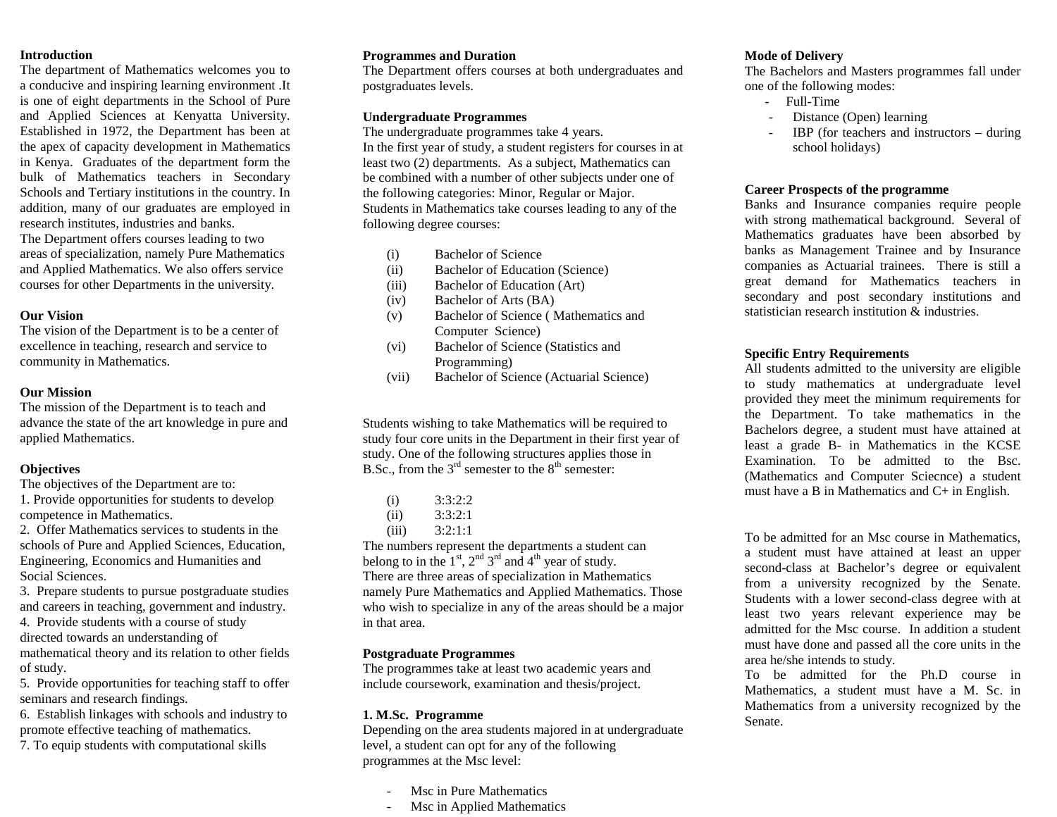## Introduction

The department of Mathematics welcomes you to a conducive and inspiring learning environment .It is one of eight departments in the School of Pure and Applied Sciences at Kenyatta University. Established in 1972, the Department has been at the apex of capacity development in Mathematics in Kenya. Graduates of the department form the bulk of Mathematics teachers in Secondary Schools and Tertiary institutions in the country. In addition, many of our graduates are employed in research institutes, industries and banks.
The Department offers courses leading to two areas of specialization, namely Pure Mathematics and Applied Mathematics. We also offers service courses for other Departments in the university.

## Our Vision

The vision of the Department is to be a center of excellence in teaching, research and service to community in Mathematics.

## Our Mission

The mission of the Department is to teach and advance the state of the art knowledge in pure and applied Mathematics.

## Objectives

The objectives of the Department are to:

1. Provide opportunities for students to develop competence in Mathematics.
2. Offer Mathematics services to students in the schools of Pure and Applied Sciences, Education, Engineering, Economics and Humanities and Social Sciences.
3. Prepare students to pursue postgraduate studies and careers in teaching, government and industry.
4. Provide students with a course of study directed towards an understanding of mathematical theory and its relation to other fields of study.
5. Provide opportunities for teaching staff to offer seminars and research findings.
6. Establish linkages with schools and industry to promote effective teaching of mathematics.
7. To equip students with computational skills

## Programmes and Duration

The Department offers courses at both undergraduates and postgraduates levels.

## Undergraduate Programmes

The undergraduate programmes take 4 years.
In the first year of study, a student registers for courses in at least two (2) departments. As a subject, Mathematics can be combined with a number of other subjects under one of the following categories: Minor, Regular or Major.
Students in Mathematics take courses leading to any of the following degree courses:

(i) Bachelor of Science
(ii) Bachelor of Education (Science)
(iii) Bachelor of Education (Art)
(iv) Bachelor of Arts (BA)
(v) Bachelor of Science ( Mathematics and Computer Science)
(vi) Bachelor of Science (Statistics and Programming)
(vii) Bachelor of Science (Actuarial Science)

Students wishing to take Mathematics will be required to study four core units in the Department in their first year of study. One of the following structures applies those in B.Sc., from the 3rd semester to the 8th semester:

(i) 3:3:2:2
(ii) 3:3:2:1
(iii) 3:2:1:1

The numbers represent the departments a student can belong to in the 1st, 2nd 3rd and 4th year of study.
There are three areas of specialization in Mathematics namely Pure Mathematics and Applied Mathematics. Those who wish to specialize in any of the areas should be a major in that area.

## Postgraduate Programmes

The programmes take at least two academic years and include coursework, examination and thesis/project.

### 1. M.Sc. Programme

Depending on the area students majored in at undergraduate level, a student can opt for any of the following programmes at the Msc level:

- Msc in Pure Mathematics
- Msc in Applied Mathematics

## Mode of Delivery

The Bachelors and Masters programmes fall under one of the following modes:

- Full-Time
- Distance (Open) learning
- IBP (for teachers and instructors – during school holidays)

## Career Prospects of the programme

Banks and Insurance companies require people with strong mathematical background. Several of Mathematics graduates have been absorbed by banks as Management Trainee and by Insurance companies as Actuarial trainees. There is still a great demand for Mathematics teachers in secondary and post secondary institutions and statistician research institution & industries.

## Specific Entry Requirements

All students admitted to the university are eligible to study mathematics at undergraduate level provided they meet the minimum requirements for the Department. To take mathematics in the Bachelors degree, a student must have attained at least a grade B- in Mathematics in the KCSE Examination. To be admitted to the Bsc. (Mathematics and Computer Sciecnce) a student must have a B in Mathematics and C+ in English.

To be admitted for an Msc course in Mathematics, a student must have attained at least an upper second-class at Bachelor's degree or equivalent from a university recognized by the Senate. Students with a lower second-class degree with at least two years relevant experience may be admitted for the Msc course. In addition a student must have done and passed all the core units in the area he/she intends to study.
To be admitted for the Ph.D course in Mathematics, a student must have a M. Sc. in Mathematics from a university recognized by the Senate.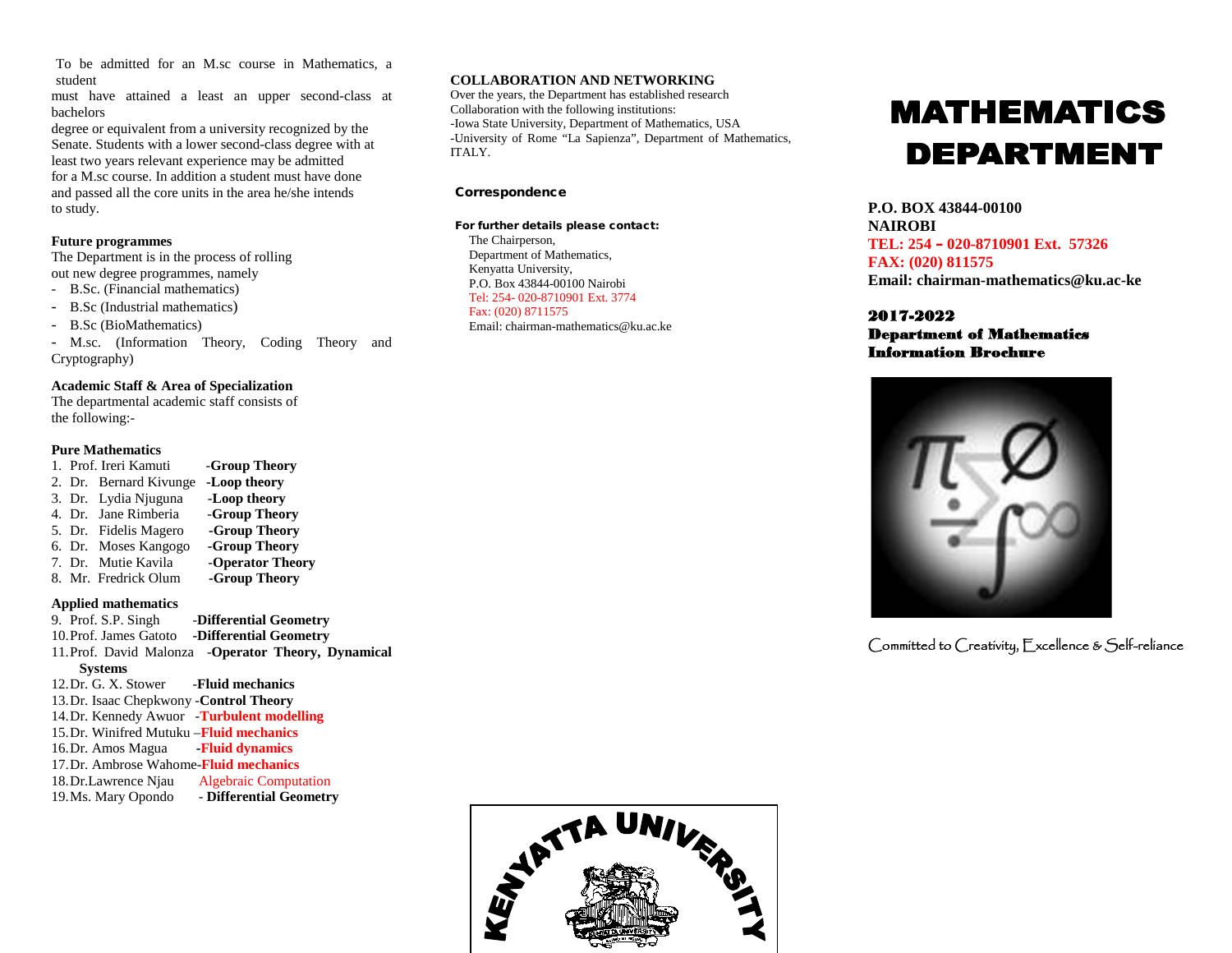To be admitted for an M.sc course in Mathematics, a student must have attained a least an upper second-class at bachelors degree or equivalent from a university recognized by the Senate. Students with a lower second-class degree with at least two years relevant experience may be admitted for a M.sc course. In addition a student must have done and passed all the core units in the area he/she intends to study.

**Future programmes**

The Department is in the process of rolling out new degree programmes, namely

- B.Sc. (Financial mathematics)
- B.Sc (Industrial mathematics)
- B.Sc (BioMathematics)
- M.sc. (Information Theory, Coding Theory and Cryptography)

**Academic Staff & Area of Specialization**

The departmental academic staff consists of the following:-

**Pure Mathematics**

1. Prof. Ireri Kamuti -**Group Theory**
2. Dr. Bernard Kivunge -**Loop theory**
3. Dr. Lydia Njuguna -**Loop theory**
4. Dr. Jane Rimberia -**Group Theory**
5. Dr. Fidelis Magero -**Group Theory**
6. Dr. Moses Kangogo -**Group Theory**
7. Dr. Mutie Kavila -**Operator Theory**
8. Mr. Fredrick Olum -**Group Theory**

**Applied mathematics**

9. Prof. S.P. Singh -**Differential Geometry**
10. Prof. James Gatoto -**Differential Geometry**
11. Prof. David Malonza -**Operator Theory, Dynamical Systems**
12. Dr. G. X. Stower -**Fluid mechanics**
13. Dr. Isaac Chepkwony -**Control Theory**
14. Dr. Kennedy Awuor -**Turbulent modelling**
15. Dr. Winifred Mutuku –**Fluid mechanics**
16. Dr. Amos Magua -**Fluid dynamics**
17. Dr. Ambrose Wahome-**Fluid mechanics**
18. Dr.Lawrence Njau Algebraic Computation
19. Ms. Mary Opondo - **Differential Geometry**

**COLLABORATION AND NETWORKING**

Over the years, the Department has established research Collaboration with the following institutions:

-Iowa State University, Department of Mathematics, USA

-University of Rome "La Sapienza", Department of Mathematics, ITALY.

**Correspondence**

**For further details please contact:**

The Chairperson,
Department of Mathematics,
Kenyatta University,
P.O. Box 43844-00100 Nairobi
Tel: 254- 020-8710901 Ext. 3774
Fax: (020) 8711575
Email: chairman-mathematics@ku.ac.ke

KENYATTA UNIVERSITY

# MATHEMATICS DEPARTMENT

**P.O. BOX 43844-00100**
**NAIROBI**
**TEL: 254 – 020-8710901 Ext. 57326**
**FAX: (020) 811575**
**Email: chairman-mathematics@ku.ac-ke**

**2017-2022**
**Department of Mathematics**
**Information Brochure**

Committed to Creativity, Excellence & Self-reliance